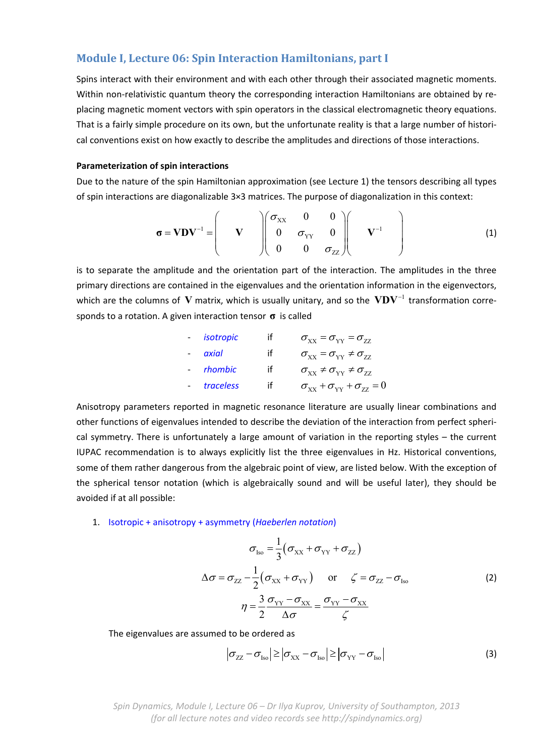## Module I, Lecture 06: Spin Interaction Hamiltonians, part I

Spins interact with their environment and with each other through their associated magnetic moments. Within non-relativistic quantum theory the corresponding interaction Hamiltonians are obtained by replacing magnetic moment vectors with spin operators in the classical electromagnetic theory equations. That is a fairly simple procedure on its own, but the unfortunate reality is that a large number of historical conventions exist on how exactly to describe the amplitudes and directions of those interactions.

**Parameterization of spin interactions**

Due to the nature of the spin Hamiltonian approximation (see Lecture 1) the tensors describing all types of spin interactions are diagonalizable 3×3 matrices. The purpose of diagonalization in this context:

$$\boldsymbol{\sigma} = \mathbf{V}\mathbf{D}\mathbf{V}^{-1} = \begin{pmatrix} & & \\ & \mathbf{V} & \\ & & \end{pmatrix} \begin{pmatrix} \sigma_{XX} & 0 & 0 \\ 0 & \sigma_{YY} & 0 \\ 0 & 0 & \sigma_{ZZ} \end{pmatrix} \begin{pmatrix} & & \\ & \mathbf{V}^{-1} & \\ & & \end{pmatrix} \tag{1}$$

is to separate the amplitude and the orientation part of the interaction. The amplitudes in the three primary directions are contained in the eigenvalues and the orientation information in the eigenvectors, which are the columns of $\mathbf{V}$ matrix, which is usually unitary, and so the $\mathbf{V}\mathbf{D}\mathbf{V}^{-1}$ transformation corresponds to a rotation. A given interaction tensor $\boldsymbol{\sigma}$ is called

- *isotropic* if $\sigma_{XX} = \sigma_{YY} = \sigma_{ZZ}$
- *axial* if $\sigma_{XX} = \sigma_{YY} \neq \sigma_{ZZ}$
- *rhombic* if $\sigma_{XX} \neq \sigma_{YY} \neq \sigma_{ZZ}$
- *traceless* if $\sigma_{XX} + \sigma_{YY} + \sigma_{ZZ} = 0$

Anisotropy parameters reported in magnetic resonance literature are usually linear combinations and other functions of eigenvalues intended to describe the deviation of the interaction from perfect spherical symmetry. There is unfortunately a large amount of variation in the reporting styles – the current IUPAC recommendation is to always explicitly list the three eigenvalues in Hz. Historical conventions, some of them rather dangerous from the algebraic point of view, are listed below. With the exception of the spherical tensor notation (which is algebraically sound and will be useful later), they should be avoided if at all possible:

1. Isotropic + anisotropy + asymmetry (*Haeberlen notation*)

$$\begin{gathered} \sigma_{\text{Iso}} = \frac{1}{3}\left(\sigma_{XX} + \sigma_{YY} + \sigma_{ZZ}\right) \\ \Delta\sigma = \sigma_{ZZ} - \frac{1}{2}\left(\sigma_{XX} + \sigma_{YY}\right) \quad \text{or} \quad \zeta = \sigma_{ZZ} - \sigma_{\text{Iso}} \\ \eta = \frac{3}{2}\frac{\sigma_{YY} - \sigma_{XX}}{\Delta\sigma} = \frac{\sigma_{YY} - \sigma_{XX}}{\zeta} \end{gathered} \tag{2}$$

The eigenvalues are assumed to be ordered as

$$\left|\sigma_{ZZ} - \sigma_{\text{Iso}}\right| \geq \left|\sigma_{XX} - \sigma_{\text{Iso}}\right| \geq \left|\sigma_{YY} - \sigma_{\text{Iso}}\right| \tag{3}$$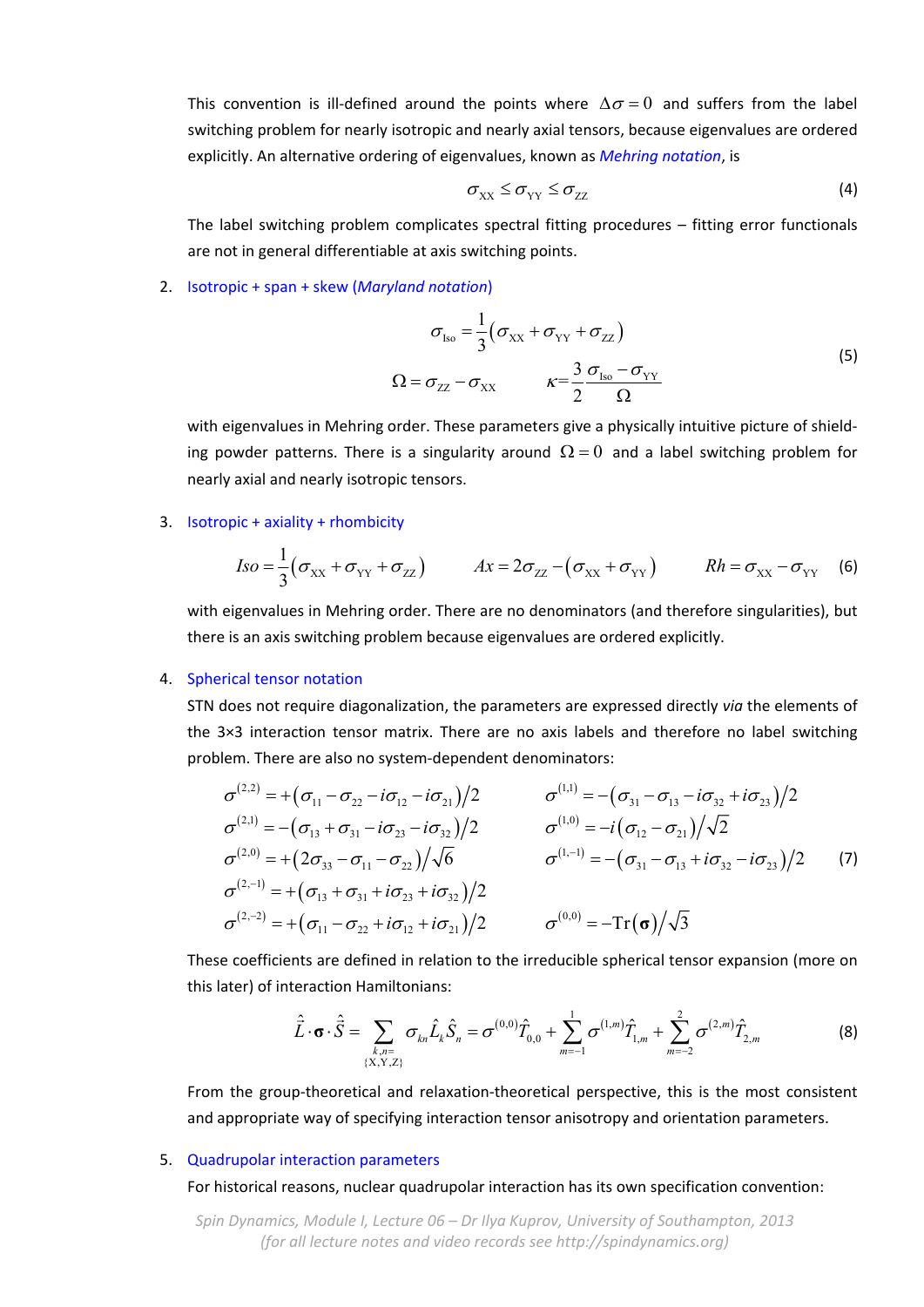This convention is ill-defined around the points where $\Delta\sigma = 0$ and suffers from the label switching problem for nearly isotropic and nearly axial tensors, because eigenvalues are ordered explicitly. An alternative ordering of eigenvalues, known as *Mehring notation*, is

$$\sigma_{\rm XX} \le \sigma_{\rm YY} \le \sigma_{\rm ZZ} \tag{4}$$

The label switching problem complicates spectral fitting procedures – fitting error functionals are not in general differentiable at axis switching points.

2. Isotropic + span + skew (*Maryland notation*)

$$\begin{gathered}\sigma_{\rm Iso} = \frac{1}{3}\left(\sigma_{\rm XX} + \sigma_{\rm YY} + \sigma_{\rm ZZ}\right) \\ \Omega = \sigma_{\rm ZZ} - \sigma_{\rm XX} \qquad \kappa = \frac{3}{2}\frac{\sigma_{\rm Iso} - \sigma_{\rm YY}}{\Omega}\end{gathered} \tag{5}$$

with eigenvalues in Mehring order. These parameters give a physically intuitive picture of shielding powder patterns. There is a singularity around $\Omega = 0$ and a label switching problem for nearly axial and nearly isotropic tensors.

3. Isotropic + axiality + rhombicity

$$Iso = \frac{1}{3}\left(\sigma_{\rm XX} + \sigma_{\rm YY} + \sigma_{\rm ZZ}\right) \qquad Ax = 2\sigma_{\rm ZZ} - \left(\sigma_{\rm XX} + \sigma_{\rm YY}\right) \qquad Rh = \sigma_{\rm XX} - \sigma_{\rm YY} \tag{6}$$

with eigenvalues in Mehring order. There are no denominators (and therefore singularities), but there is an axis switching problem because eigenvalues are ordered explicitly.

4. Spherical tensor notation

STN does not require diagonalization, the parameters are expressed directly *via* the elements of the 3×3 interaction tensor matrix. There are no axis labels and therefore no label switching problem. There are also no system-dependent denominators:

$$\begin{aligned}
\sigma^{(2,2)} &= +\left(\sigma_{11} - \sigma_{22} - i\sigma_{12} - i\sigma_{21}\right)/2 & \sigma^{(1,1)} &= -\left(\sigma_{31} - \sigma_{13} - i\sigma_{32} + i\sigma_{23}\right)/2 \\
\sigma^{(2,1)} &= -\left(\sigma_{13} + \sigma_{31} - i\sigma_{23} - i\sigma_{32}\right)/2 & \sigma^{(1,0)} &= -i\left(\sigma_{12} - \sigma_{21}\right)/\sqrt{2} \\
\sigma^{(2,0)} &= +\left(2\sigma_{33} - \sigma_{11} - \sigma_{22}\right)/\sqrt{6} & \sigma^{(1,-1)} &= -\left(\sigma_{31} - \sigma_{13} + i\sigma_{32} - i\sigma_{23}\right)/2 \\
\sigma^{(2,-1)} &= +\left(\sigma_{13} + \sigma_{31} + i\sigma_{23} + i\sigma_{32}\right)/2 & & \\
\sigma^{(2,-2)} &= +\left(\sigma_{11} - \sigma_{22} + i\sigma_{12} + i\sigma_{21}\right)/2 & \sigma^{(0,0)} &= -\mathrm{Tr}(\boldsymbol{\sigma})/\sqrt{3}
\end{aligned} \tag{7}$$

These coefficients are defined in relation to the irreducible spherical tensor expansion (more on this later) of interaction Hamiltonians:

$$\hat{\vec{L}} \cdot \boldsymbol{\sigma} \cdot \hat{\vec{S}} = \sum_{\substack{k,n= \\ \{\rm X,Y,Z\}}} \sigma_{kn} \hat{L}_k \hat{S}_n = \sigma^{(0,0)} \hat{T}_{0,0} + \sum_{m=-1}^{1} \sigma^{(1,m)} \hat{T}_{1,m} + \sum_{m=-2}^{2} \sigma^{(2,m)} \hat{T}_{2,m} \tag{8}$$

From the group-theoretical and relaxation-theoretical perspective, this is the most consistent and appropriate way of specifying interaction tensor anisotropy and orientation parameters.

5. Quadrupolar interaction parameters

For historical reasons, nuclear quadrupolar interaction has its own specification convention: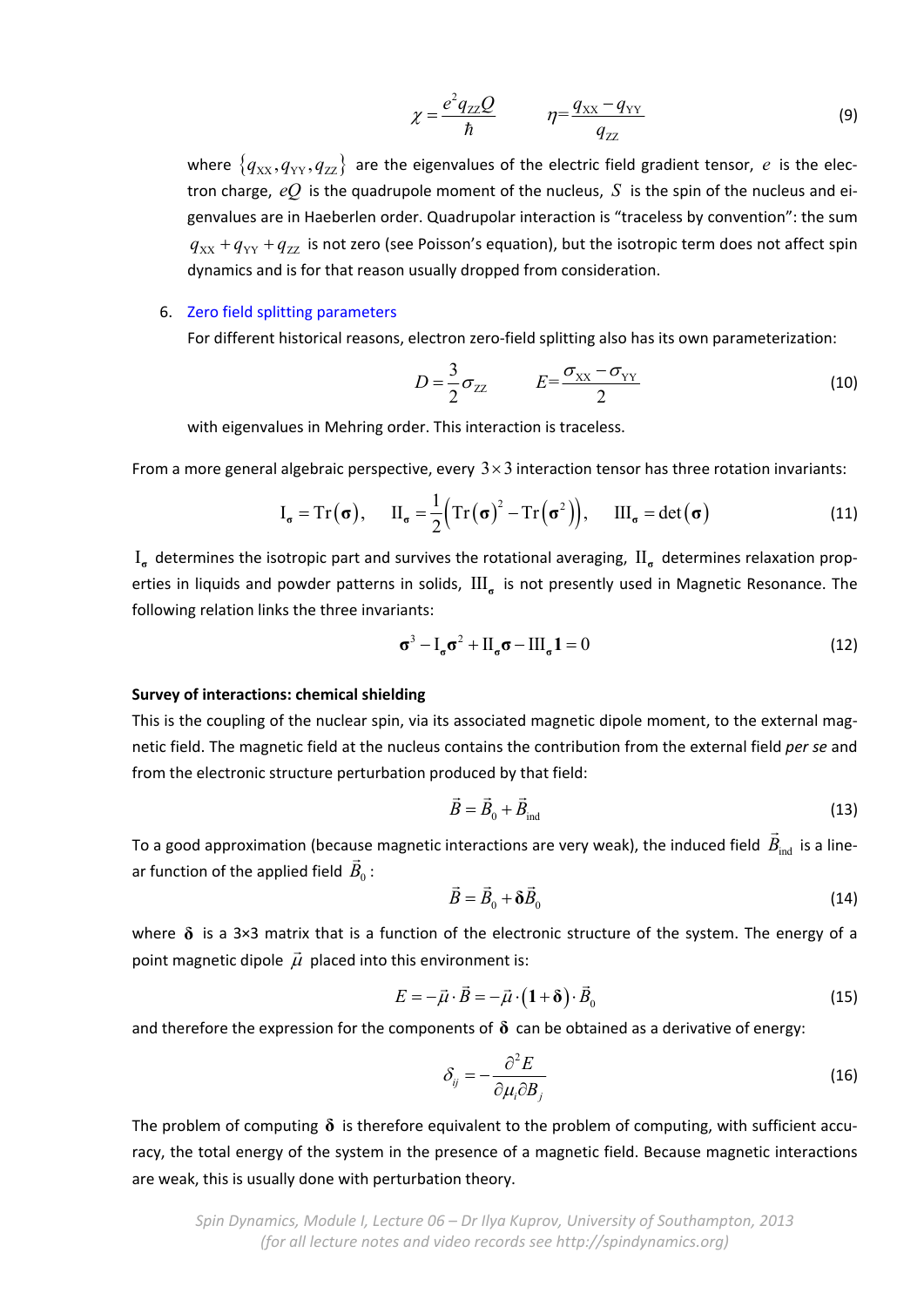$$\chi = \frac{e^2 q_{ZZ} Q}{\hbar} \qquad \eta = \frac{q_{XX} - q_{YY}}{q_{ZZ}} \tag{9}$$

where $\{q_{XX}, q_{YY}, q_{ZZ}\}$ are the eigenvalues of the electric field gradient tensor, $e$ is the electron charge, $eQ$ is the quadrupole moment of the nucleus, $S$ is the spin of the nucleus and eigenvalues are in Haeberlen order. Quadrupolar interaction is "traceless by convention": the sum $q_{XX} + q_{YY} + q_{ZZ}$ is not zero (see Poisson's equation), but the isotropic term does not affect spin dynamics and is for that reason usually dropped from consideration.

6. Zero field splitting parameters

   For different historical reasons, electron zero-field splitting also has its own parameterization:

$$D = \frac{3}{2}\sigma_{ZZ} \qquad E = \frac{\sigma_{XX} - \sigma_{YY}}{2} \tag{10}$$

   with eigenvalues in Mehring order. This interaction is traceless.

From a more general algebraic perspective, every $3 \times 3$ interaction tensor has three rotation invariants:

$$\mathrm{I}_{\boldsymbol{\sigma}} = \mathrm{Tr}(\boldsymbol{\sigma}), \quad \mathrm{II}_{\boldsymbol{\sigma}} = \frac{1}{2}\left(\mathrm{Tr}(\boldsymbol{\sigma})^2 - \mathrm{Tr}(\boldsymbol{\sigma}^2)\right), \quad \mathrm{III}_{\boldsymbol{\sigma}} = \det(\boldsymbol{\sigma}) \tag{11}$$

$\mathrm{I}_{\boldsymbol{\sigma}}$ determines the isotropic part and survives the rotational averaging, $\mathrm{II}_{\boldsymbol{\sigma}}$ determines relaxation properties in liquids and powder patterns in solids, $\mathrm{III}_{\boldsymbol{\sigma}}$ is not presently used in Magnetic Resonance. The following relation links the three invariants:

$$\boldsymbol{\sigma}^3 - \mathrm{I}_{\boldsymbol{\sigma}}\boldsymbol{\sigma}^2 + \mathrm{II}_{\boldsymbol{\sigma}}\boldsymbol{\sigma} - \mathrm{III}_{\boldsymbol{\sigma}}\mathbf{1} = 0 \tag{12}$$

**Survey of interactions: chemical shielding**

This is the coupling of the nuclear spin, via its associated magnetic dipole moment, to the external magnetic field. The magnetic field at the nucleus contains the contribution from the external field *per se* and from the electronic structure perturbation produced by that field:

$$\vec{B} = \vec{B}_0 + \vec{B}_{\mathrm{ind}} \tag{13}$$

To a good approximation (because magnetic interactions are very weak), the induced field $\vec{B}_{\mathrm{ind}}$ is a linear function of the applied field $\vec{B}_0$:

$$\vec{B} = \vec{B}_0 + \boldsymbol{\delta}\vec{B}_0 \tag{14}$$

where $\boldsymbol{\delta}$ is a 3×3 matrix that is a function of the electronic structure of the system. The energy of a point magnetic dipole $\vec{\mu}$ placed into this environment is:

$$E = -\vec{\mu}\cdot\vec{B} = -\vec{\mu}\cdot(\mathbf{1} + \boldsymbol{\delta})\cdot\vec{B}_0 \tag{15}$$

and therefore the expression for the components of $\boldsymbol{\delta}$ can be obtained as a derivative of energy:

$$\delta_{ij} = -\frac{\partial^2 E}{\partial \mu_i \partial B_j} \tag{16}$$

The problem of computing $\boldsymbol{\delta}$ is therefore equivalent to the problem of computing, with sufficient accuracy, the total energy of the system in the presence of a magnetic field. Because magnetic interactions are weak, this is usually done with perturbation theory.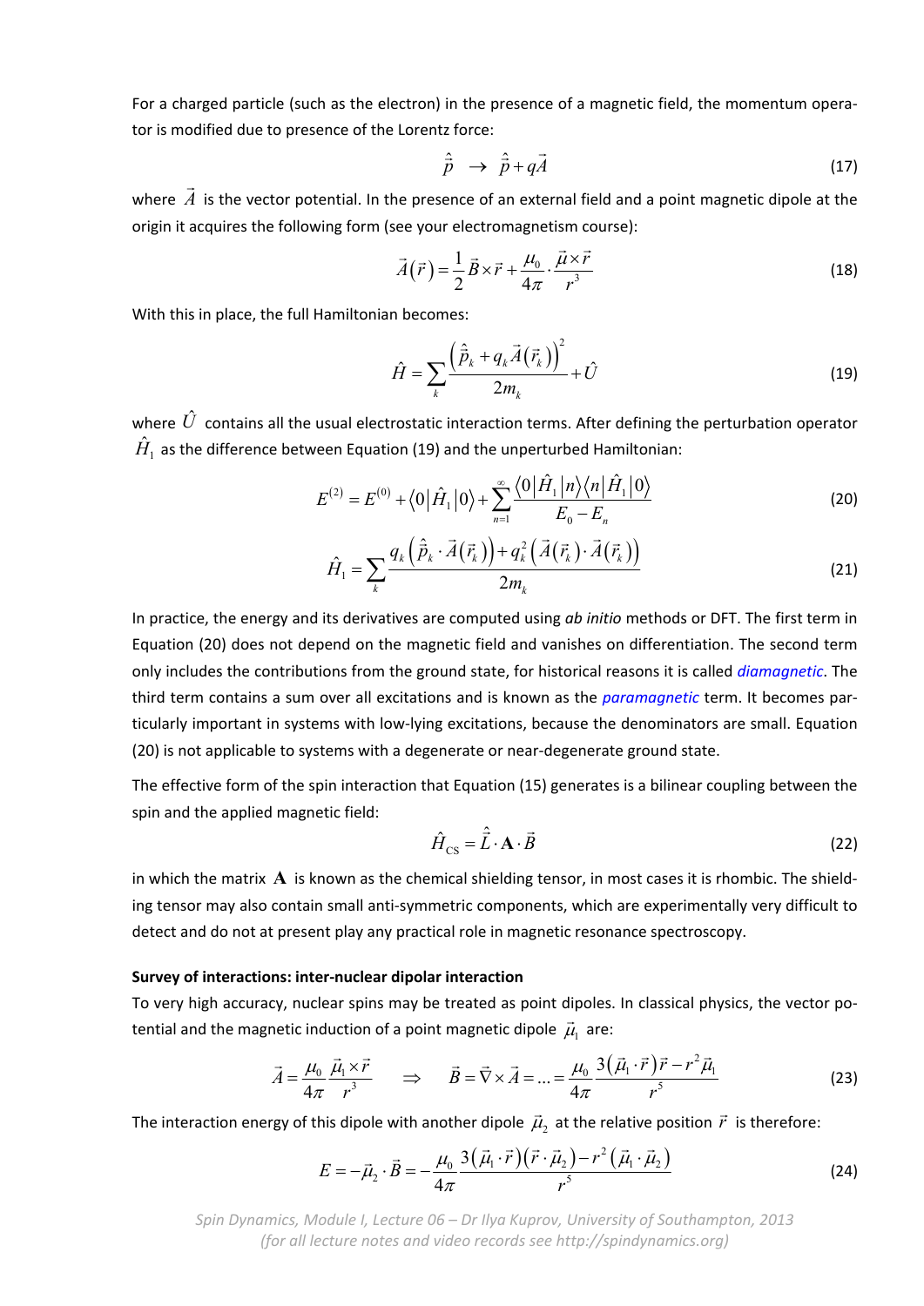For a charged particle (such as the electron) in the presence of a magnetic field, the momentum operator is modified due to presence of the Lorentz force:

$$\hat{\vec{p}} \;\to\; \hat{\vec{p}} + q\vec{A} \tag{17}$$

where $\vec{A}$ is the vector potential. In the presence of an external field and a point magnetic dipole at the origin it acquires the following form (see your electromagnetism course):

$$\vec{A}(\vec{r}) = \frac{1}{2}\vec{B}\times\vec{r} + \frac{\mu_0}{4\pi}\cdot\frac{\vec{\mu}\times\vec{r}}{r^3} \tag{18}$$

With this in place, the full Hamiltonian becomes:

$$\hat{H} = \sum_k \frac{\left(\hat{\vec{p}}_k + q_k\vec{A}(\vec{r}_k)\right)^2}{2m_k} + \hat{U} \tag{19}$$

where $\hat{U}$ contains all the usual electrostatic interaction terms. After defining the perturbation operator $\hat{H}_1$ as the difference between Equation (19) and the unperturbed Hamiltonian:

$$E^{(2)} = E^{(0)} + \langle 0|\hat{H}_1|0\rangle + \sum_{n=1}^{\infty}\frac{\langle 0|\hat{H}_1|n\rangle\langle n|\hat{H}_1|0\rangle}{E_0 - E_n} \tag{20}$$

$$\hat{H}_1 = \sum_k \frac{q_k\left(\hat{\vec{p}}_k\cdot\vec{A}(\vec{r}_k)\right) + q_k^2\left(\vec{A}(\vec{r}_k)\cdot\vec{A}(\vec{r}_k)\right)}{2m_k} \tag{21}$$

In practice, the energy and its derivatives are computed using *ab initio* methods or DFT. The first term in Equation (20) does not depend on the magnetic field and vanishes on differentiation. The second term only includes the contributions from the ground state, for historical reasons it is called *diamagnetic*. The third term contains a sum over all excitations and is known as the *paramagnetic* term. It becomes particularly important in systems with low-lying excitations, because the denominators are small. Equation (20) is not applicable to systems with a degenerate or near-degenerate ground state.

The effective form of the spin interaction that Equation (15) generates is a bilinear coupling between the spin and the applied magnetic field:

$$\hat{H}_{\text{CS}} = \hat{\vec{L}}\cdot\mathbf{A}\cdot\vec{B} \tag{22}$$

in which the matrix $\mathbf{A}$ is known as the chemical shielding tensor, in most cases it is rhombic. The shielding tensor may also contain small anti-symmetric components, which are experimentally very difficult to detect and do not at present play any practical role in magnetic resonance spectroscopy.

**Survey of interactions: inter-nuclear dipolar interaction**

To very high accuracy, nuclear spins may be treated as point dipoles. In classical physics, the vector potential and the magnetic induction of a point magnetic dipole $\vec{\mu}_1$ are:

$$\vec{A} = \frac{\mu_0}{4\pi}\frac{\vec{\mu}_1\times\vec{r}}{r^3} \quad\Rightarrow\quad \vec{B} = \vec{\nabla}\times\vec{A} = \ldots = \frac{\mu_0}{4\pi}\frac{3(\vec{\mu}_1\cdot\vec{r})\vec{r} - r^2\vec{\mu}_1}{r^5} \tag{23}$$

The interaction energy of this dipole with another dipole $\vec{\mu}_2$ at the relative position $\vec{r}$ is therefore:

$$E = -\vec{\mu}_2\cdot\vec{B} = -\frac{\mu_0}{4\pi}\frac{3(\vec{\mu}_1\cdot\vec{r})(\vec{r}\cdot\vec{\mu}_2) - r^2(\vec{\mu}_1\cdot\vec{\mu}_2)}{r^5} \tag{24}$$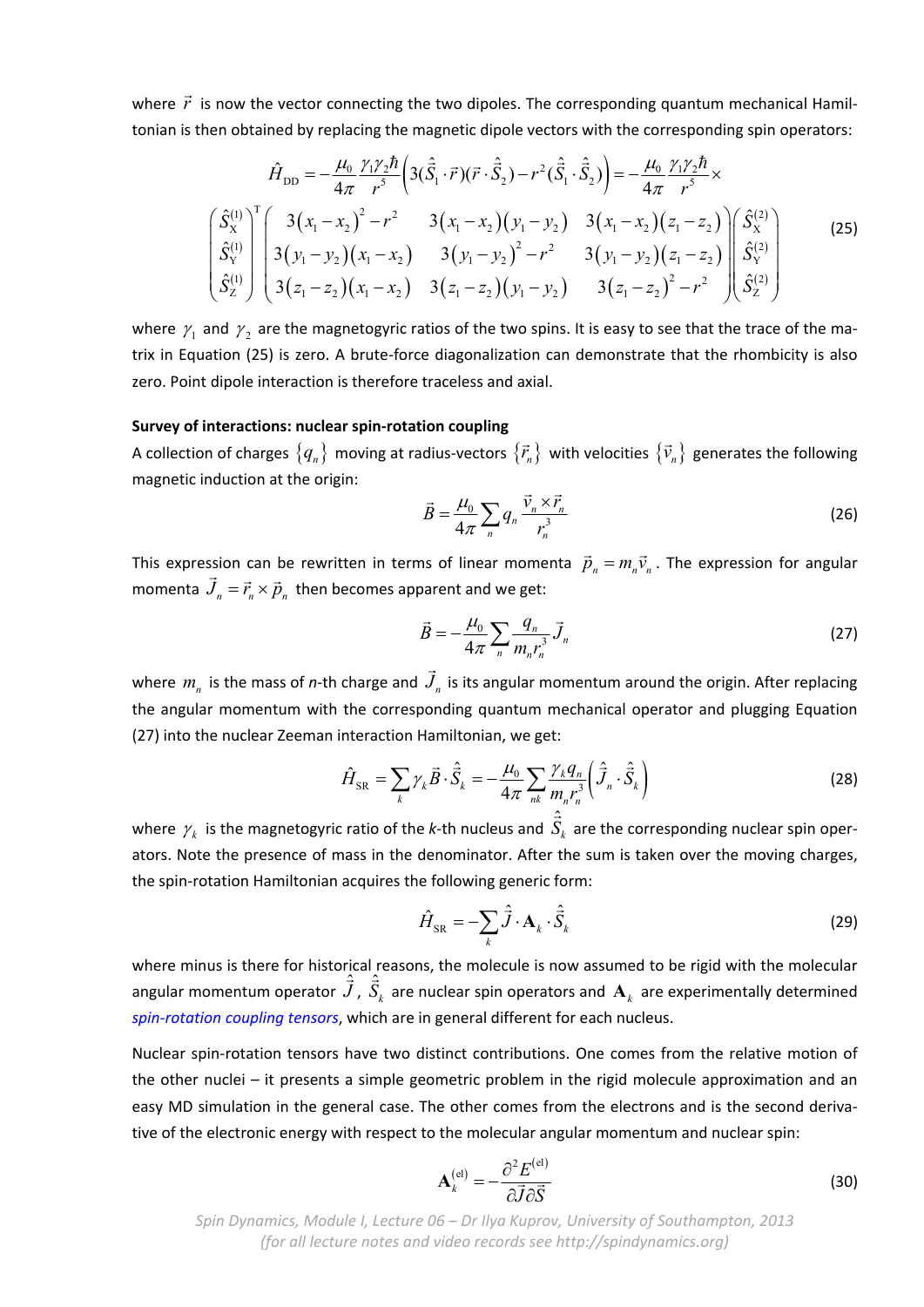where $\vec{r}$ is now the vector connecting the two dipoles. The corresponding quantum mechanical Hamiltonian is then obtained by replacing the magnetic dipole vectors with the corresponding spin operators:

$$\hat{H}_{\text{DD}} = -\frac{\mu_0}{4\pi}\frac{\gamma_1\gamma_2\hbar}{r^5}\left(3(\hat{\vec{S}}_1\cdot\vec{r})(\vec{r}\cdot\hat{\vec{S}}_2) - r^2(\hat{\vec{S}}_1\cdot\hat{\vec{S}}_2)\right) = -\frac{\mu_0}{4\pi}\frac{\gamma_1\gamma_2\hbar}{r^5}\times$$
$$\begin{pmatrix}\hat{S}_{\text{X}}^{(1)}\\ \hat{S}_{\text{Y}}^{(1)}\\ \hat{S}_{\text{Z}}^{(1)}\end{pmatrix}^{\text{T}}\begin{pmatrix}3(x_1-x_2)^2-r^2 & 3(x_1-x_2)(y_1-y_2) & 3(x_1-x_2)(z_1-z_2)\\ 3(y_1-y_2)(x_1-x_2) & 3(y_1-y_2)^2-r^2 & 3(y_1-y_2)(z_1-z_2)\\ 3(z_1-z_2)(x_1-x_2) & 3(z_1-z_2)(y_1-y_2) & 3(z_1-z_2)^2-r^2\end{pmatrix}\begin{pmatrix}\hat{S}_{\text{X}}^{(2)}\\ \hat{S}_{\text{Y}}^{(2)}\\ \hat{S}_{\text{Z}}^{(2)}\end{pmatrix} \tag{25}$$

where $\gamma_1$ and $\gamma_2$ are the magnetogyric ratios of the two spins. It is easy to see that the trace of the matrix in Equation (25) is zero. A brute-force diagonalization can demonstrate that the rhombicity is also zero. Point dipole interaction is therefore traceless and axial.

**Survey of interactions: nuclear spin-rotation coupling**

A collection of charges $\{q_n\}$ moving at radius-vectors $\{\vec{r}_n\}$ with velocities $\{\vec{v}_n\}$ generates the following magnetic induction at the origin:

$$\vec{B} = \frac{\mu_0}{4\pi}\sum_n q_n\frac{\vec{v}_n\times\vec{r}_n}{r_n^3} \tag{26}$$

This expression can be rewritten in terms of linear momenta $\vec{p}_n = m_n\vec{v}_n$. The expression for angular momenta $\vec{J}_n = \vec{r}_n\times\vec{p}_n$ then becomes apparent and we get:

$$\vec{B} = -\frac{\mu_0}{4\pi}\sum_n\frac{q_n}{m_n r_n^3}\vec{J}_n \tag{27}$$

where $m_n$ is the mass of *n*-th charge and $\vec{J}_n$ is its angular momentum around the origin. After replacing the angular momentum with the corresponding quantum mechanical operator and plugging Equation (27) into the nuclear Zeeman interaction Hamiltonian, we get:

$$\hat{H}_{\text{SR}} = \sum_k\gamma_k\vec{B}\cdot\hat{\vec{S}}_k = -\frac{\mu_0}{4\pi}\sum_{nk}\frac{\gamma_k q_n}{m_n r_n^3}\left(\hat{\vec{J}}_n\cdot\hat{\vec{S}}_k\right) \tag{28}$$

where $\gamma_k$ is the magnetogyric ratio of the *k*-th nucleus and $\hat{\vec{S}}_k$ are the corresponding nuclear spin operators. Note the presence of mass in the denominator. After the sum is taken over the moving charges, the spin-rotation Hamiltonian acquires the following generic form:

$$\hat{H}_{\text{SR}} = -\sum_k\hat{\vec{J}}\cdot\mathbf{A}_k\cdot\hat{\vec{S}}_k \tag{29}$$

where minus is there for historical reasons, the molecule is now assumed to be rigid with the molecular angular momentum operator $\hat{\vec{J}}$, $\hat{\vec{S}}_k$ are nuclear spin operators and $\mathbf{A}_k$ are experimentally determined *spin-rotation coupling tensors*, which are in general different for each nucleus.

Nuclear spin-rotation tensors have two distinct contributions. One comes from the relative motion of the other nuclei – it presents a simple geometric problem in the rigid molecule approximation and an easy MD simulation in the general case. The other comes from the electrons and is the second derivative of the electronic energy with respect to the molecular angular momentum and nuclear spin:

$$\mathbf{A}_k^{(\text{el})} = -\frac{\partial^2 E^{(\text{el})}}{\partial\vec{J}\partial\vec{S}} \tag{30}$$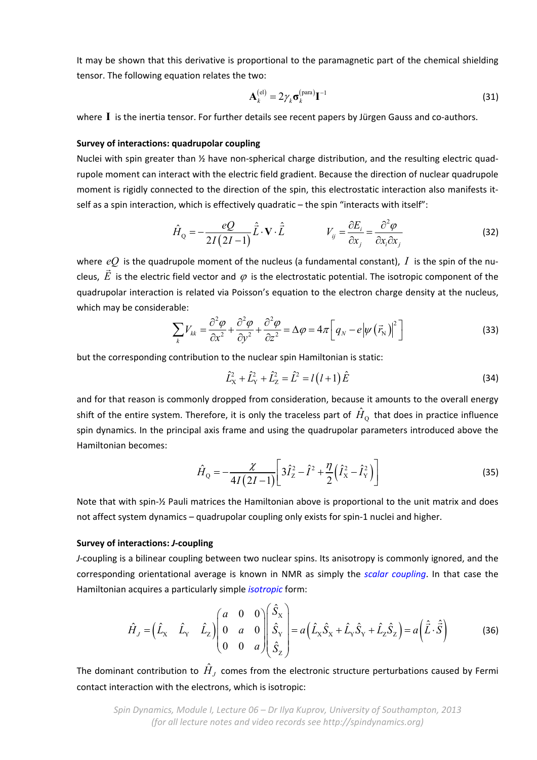It may be shown that this derivative is proportional to the paramagnetic part of the chemical shielding tensor. The following equation relates the two:

$$\mathbf{A}_k^{(\mathrm{el})} = 2\gamma_k \boldsymbol{\sigma}_k^{(\mathrm{para})} \mathbf{I}^{-1} \tag{31}$$

where $\mathbf{I}$ is the inertia tensor. For further details see recent papers by Jürgen Gauss and co-authors.

**Survey of interactions: quadrupolar coupling**

Nuclei with spin greater than ½ have non-spherical charge distribution, and the resulting electric quadrupole moment can interact with the electric field gradient. Because the direction of nuclear quadrupole moment is rigidly connected to the direction of the spin, this electrostatic interaction also manifests itself as a spin interaction, which is effectively quadratic – the spin "interacts with itself":

$$\hat{H}_{\mathrm{Q}} = -\frac{eQ}{2I(2I-1)} \hat{\vec{L}} \cdot \mathbf{V} \cdot \hat{\vec{L}} \qquad V_{ij} = \frac{\partial E_i}{\partial x_j} = \frac{\partial^2 \varphi}{\partial x_i \partial x_j} \tag{32}$$

where $eQ$ is the quadrupole moment of the nucleus (a fundamental constant), $I$ is the spin of the nucleus, $\vec{E}$ is the electric field vector and $\varphi$ is the electrostatic potential. The isotropic component of the quadrupolar interaction is related via Poisson's equation to the electron charge density at the nucleus, which may be considerable:

$$\sum_k V_{kk} = \frac{\partial^2 \varphi}{\partial x^2} + \frac{\partial^2 \varphi}{\partial y^2} + \frac{\partial^2 \varphi}{\partial z^2} = \Delta\varphi = 4\pi\left[q_N - e\left|\psi\left(\vec{r}_{\mathrm{N}}\right)\right|^2\right] \tag{33}$$

but the corresponding contribution to the nuclear spin Hamiltonian is static:

$$\hat{L}_{\mathrm{X}}^2 + \hat{L}_{\mathrm{Y}}^2 + \hat{L}_{\mathrm{Z}}^2 = \hat{L}^2 = l(l+1)\hat{E} \tag{34}$$

and for that reason is commonly dropped from consideration, because it amounts to the overall energy shift of the entire system. Therefore, it is only the traceless part of $\hat{H}_{\mathrm{Q}}$ that does in practice influence spin dynamics. In the principal axis frame and using the quadrupolar parameters introduced above the Hamiltonian becomes:

$$\hat{H}_{\mathrm{Q}} = -\frac{\chi}{4I(2I-1)}\left[3\hat{I}_{\mathrm{Z}}^2 - \hat{I}^2 + \frac{\eta}{2}\left(\hat{I}_{\mathrm{X}}^2 - \hat{I}_{\mathrm{Y}}^2\right)\right] \tag{35}$$

Note that with spin-½ Pauli matrices the Hamiltonian above is proportional to the unit matrix and does not affect system dynamics – quadrupolar coupling only exists for spin-1 nuclei and higher.

**Survey of interactions: *J*-coupling**

*J*-coupling is a bilinear coupling between two nuclear spins. Its anisotropy is commonly ignored, and the corresponding orientational average is known in NMR as simply the *scalar coupling*. In that case the Hamiltonian acquires a particularly simple *isotropic* form:

$$\hat{H}_J = \begin{pmatrix} \hat{L}_{\mathrm{X}} & \hat{L}_{\mathrm{Y}} & \hat{L}_{\mathrm{Z}} \end{pmatrix} \begin{pmatrix} a & 0 & 0 \\ 0 & a & 0 \\ 0 & 0 & a \end{pmatrix} \begin{pmatrix} \hat{S}_{\mathrm{X}} \\ \hat{S}_{\mathrm{Y}} \\ \hat{S}_{\mathrm{Z}} \end{pmatrix} = a\left(\hat{L}_{\mathrm{X}}\hat{S}_{\mathrm{X}} + \hat{L}_{\mathrm{Y}}\hat{S}_{\mathrm{Y}} + \hat{L}_{\mathrm{Z}}\hat{S}_{\mathrm{Z}}\right) = a\left(\hat{\vec{L}} \cdot \hat{\vec{S}}\right) \tag{36}$$

The dominant contribution to $\hat{H}_J$ comes from the electronic structure perturbations caused by Fermi contact interaction with the electrons, which is isotropic: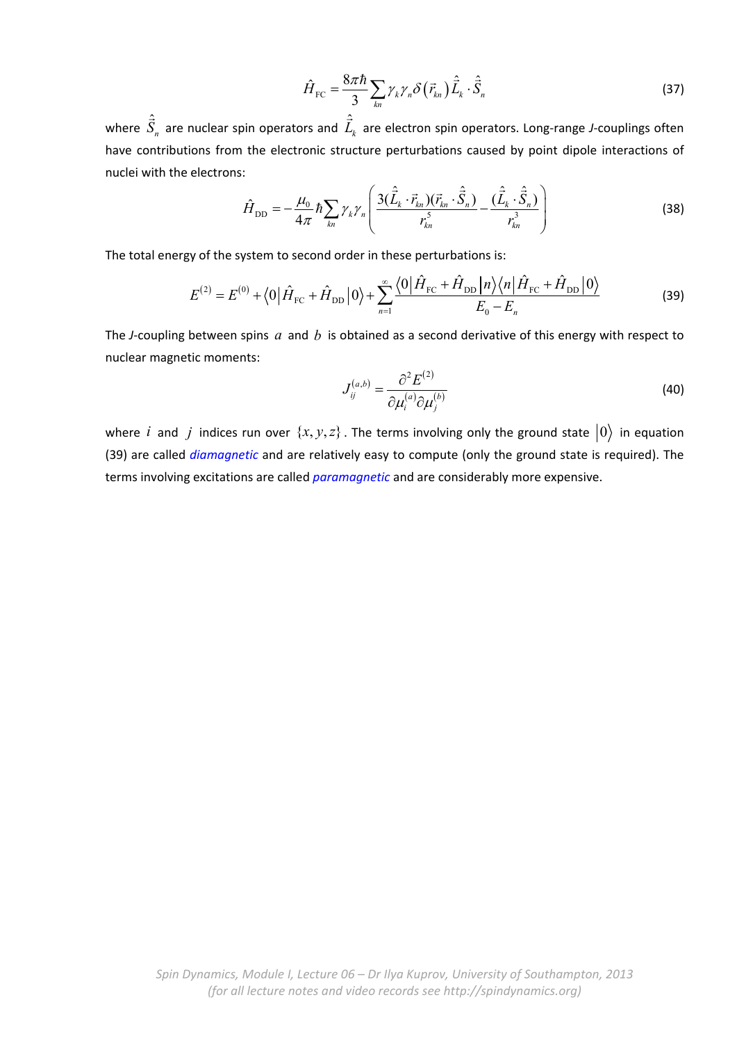$$\hat{H}_{\rm FC} = \frac{8\pi\hbar}{3}\sum_{kn}\gamma_k\gamma_n\delta\left(\vec{r}_{kn}\right)\hat{\vec{L}}_k \cdot \hat{\vec{S}}_n \tag{37}$$

where $\hat{\vec{S}}_n$ are nuclear spin operators and $\hat{\vec{L}}_k$ are electron spin operators. Long-range *J*-couplings often have contributions from the electronic structure perturbations caused by point dipole interactions of nuclei with the electrons:

$$\hat{H}_{\rm DD} = -\frac{\mu_0}{4\pi}\hbar\sum_{kn}\gamma_k\gamma_n\left(\frac{3(\hat{\vec{L}}_k\cdot\vec{r}_{kn})(\vec{r}_{kn}\cdot\hat{\vec{S}}_n)}{r_{kn}^5} - \frac{(\hat{\vec{L}}_k\cdot\hat{\vec{S}}_n)}{r_{kn}^3}\right) \tag{38}$$

The total energy of the system to second order in these perturbations is:

$$E^{(2)} = E^{(0)} + \left\langle 0\right|\hat{H}_{\rm FC} + \hat{H}_{\rm DD}\left|0\right\rangle + \sum_{n=1}^{\infty}\frac{\left\langle 0\right|\hat{H}_{\rm FC} + \hat{H}_{\rm DD}\left|n\right\rangle\left\langle n\right|\hat{H}_{\rm FC} + \hat{H}_{\rm DD}\left|0\right\rangle}{E_0 - E_n} \tag{39}$$

The *J*-coupling between spins $a$ and $b$ is obtained as a second derivative of this energy with respect to nuclear magnetic moments:

$$J_{ij}^{(a,b)} = \frac{\partial^2 E^{(2)}}{\partial\mu_i^{(a)}\partial\mu_j^{(b)}} \tag{40}$$

where $i$ and $j$ indices run over $\{x,y,z\}$. The terms involving only the ground state $\left|0\right\rangle$ in equation (39) are called *diamagnetic* and are relatively easy to compute (only the ground state is required). The terms involving excitations are called *paramagnetic* and are considerably more expensive.